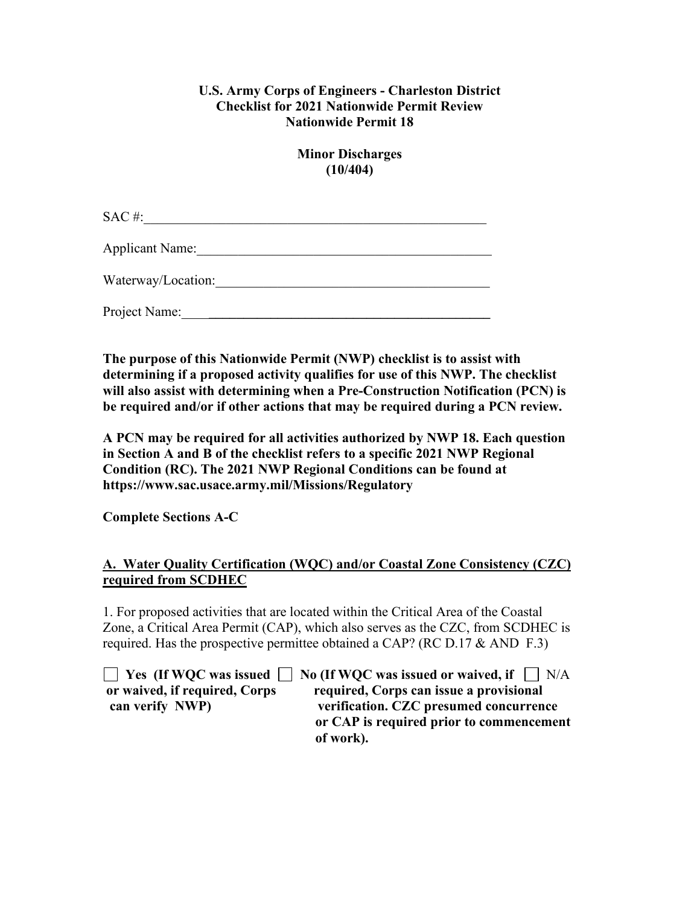**U.S. Army Corps of Engineers - Charleston District**
**Checklist for 2021 Nationwide Permit Review**
**Nationwide Permit 18**

**Minor Discharges**
**(10/404)**

SAC #:\_\_\_\_\_\_\_\_\_\_\_\_\_\_\_\_\_\_\_\_\_\_\_\_\_\_\_\_\_\_\_\_\_\_\_\_\_\_\_\_\_\_\_\_\_\_\_\_\_

Applicant Name:\_\_\_\_\_\_\_\_\_\_\_\_\_\_\_\_\_\_\_\_\_\_\_\_\_\_\_\_\_\_\_\_\_\_\_\_\_\_\_\_\_\_\_\_

Waterway/Location:\_\_\_\_\_\_\_\_\_\_\_\_\_\_\_\_\_\_\_\_\_\_\_\_\_\_\_\_\_\_\_\_\_\_\_\_\_\_\_\_

Project Name:\_\_\_\_\_\_\_\_\_\_\_\_\_\_\_\_\_\_\_\_\_\_\_\_\_\_\_\_\_\_\_\_\_\_\_\_\_\_\_\_\_\_\_\_

**The purpose of this Nationwide Permit (NWP) checklist is to assist with determining if a proposed activity qualifies for use of this NWP. The checklist will also assist with determining when a Pre-Construction Notification (PCN) is be required and/or if other actions that may be required during a PCN review.**

**A PCN may be required for all activities authorized by NWP 18. Each question in Section A and B of the checklist refers to a specific 2021 NWP Regional Condition (RC). The 2021 NWP Regional Conditions can be found at https://www.sac.usace.army.mil/Missions/Regulatory**

**Complete Sections A-C**

## A. Water Quality Certification (WQC) and/or Coastal Zone Consistency (CZC) required from SCDHEC

1. For proposed activities that are located within the Critical Area of the Coastal Zone, a Critical Area Permit (CAP), which also serves as the CZC, from SCDHEC is required. Has the prospective permittee obtained a CAP? (RC D.17 & AND F.3)

☐ **Yes (If WQC was issued or waived, if required, Corps can verify NWP)**

☐ **No (If WQC was issued or waived, if required, Corps can issue a provisional verification. CZC presumed concurrence or CAP is required prior to commencement of work).**

☐ N/A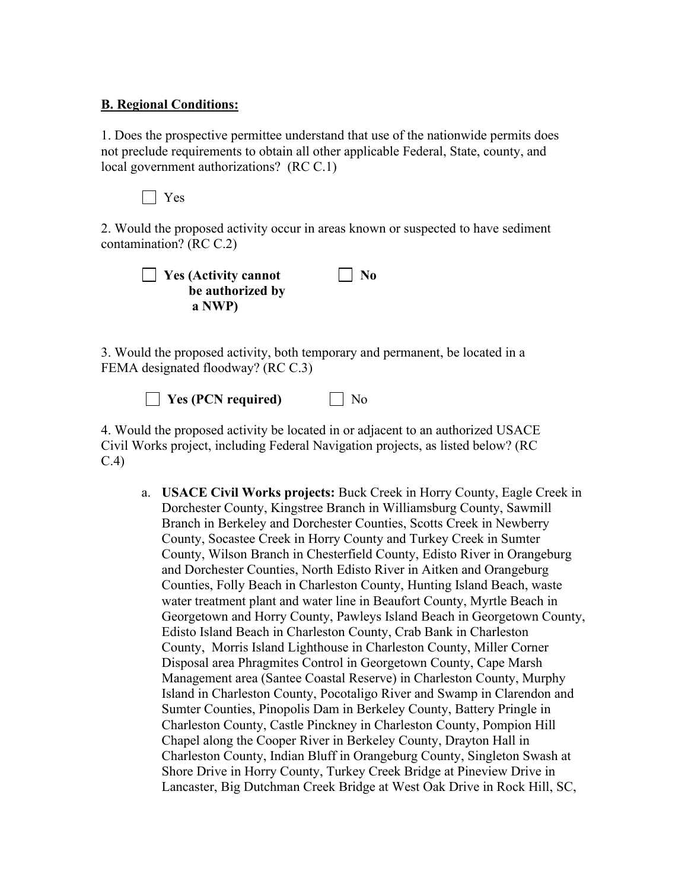**B. Regional Conditions:**

1. Does the prospective permittee understand that use of the nationwide permits does not preclude requirements to obtain all other applicable Federal, State, county, and local government authorizations? (RC C.1)

☐ Yes

2. Would the proposed activity occur in areas known or suspected to have sediment contamination? (RC C.2)

☐ **Yes (Activity cannot be authorized by a NWP)** ☐ **No**

3. Would the proposed activity, both temporary and permanent, be located in a FEMA designated floodway? (RC C.3)

☐ **Yes (PCN required)** ☐ No

4. Would the proposed activity be located in or adjacent to an authorized USACE Civil Works project, including Federal Navigation projects, as listed below? (RC C.4)

   a. **USACE Civil Works projects:** Buck Creek in Horry County, Eagle Creek in Dorchester County, Kingstree Branch in Williamsburg County, Sawmill Branch in Berkeley and Dorchester Counties, Scotts Creek in Newberry County, Socastee Creek in Horry County and Turkey Creek in Sumter County, Wilson Branch in Chesterfield County, Edisto River in Orangeburg and Dorchester Counties, North Edisto River in Aitken and Orangeburg Counties, Folly Beach in Charleston County, Hunting Island Beach, waste water treatment plant and water line in Beaufort County, Myrtle Beach in Georgetown and Horry County, Pawleys Island Beach in Georgetown County, Edisto Island Beach in Charleston County, Crab Bank in Charleston County, Morris Island Lighthouse in Charleston County, Miller Corner Disposal area Phragmites Control in Georgetown County, Cape Marsh Management area (Santee Coastal Reserve) in Charleston County, Murphy Island in Charleston County, Pocotaligo River and Swamp in Clarendon and Sumter Counties, Pinopolis Dam in Berkeley County, Battery Pringle in Charleston County, Castle Pinckney in Charleston County, Pompion Hill Chapel along the Cooper River in Berkeley County, Drayton Hall in Charleston County, Indian Bluff in Orangeburg County, Singleton Swash at Shore Drive in Horry County, Turkey Creek Bridge at Pineview Drive in Lancaster, Big Dutchman Creek Bridge at West Oak Drive in Rock Hill, SC,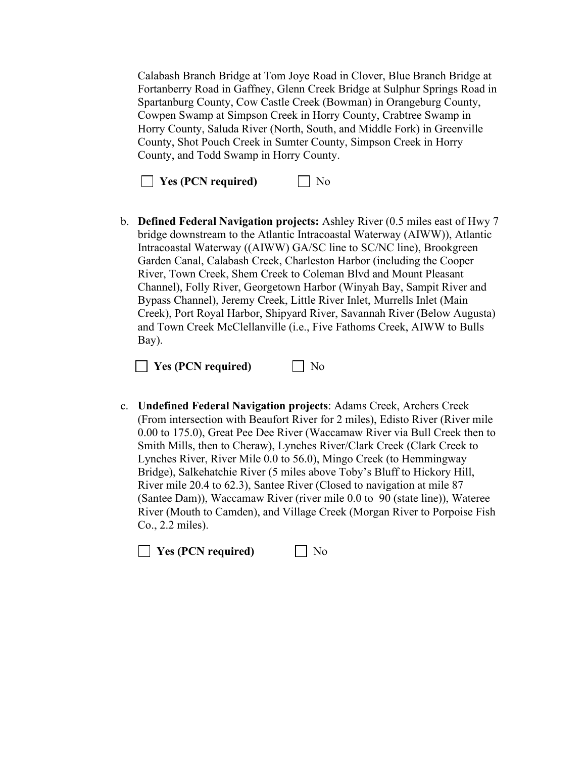Calabash Branch Bridge at Tom Joye Road in Clover, Blue Branch Bridge at Fortanberry Road in Gaffney, Glenn Creek Bridge at Sulphur Springs Road in Spartanburg County, Cow Castle Creek (Bowman) in Orangeburg County, Cowpen Swamp at Simpson Creek in Horry County, Crabtree Swamp in Horry County, Saluda River (North, South, and Middle Fork) in Greenville County, Shot Pouch Creek in Sumter County, Simpson Creek in Horry County, and Todd Swamp in Horry County.

☐ **Yes (PCN required)** ☐ No

b. **Defined Federal Navigation projects:** Ashley River (0.5 miles east of Hwy 7 bridge downstream to the Atlantic Intracoastal Waterway (AIWW)), Atlantic Intracoastal Waterway ((AIWW) GA/SC line to SC/NC line), Brookgreen Garden Canal, Calabash Creek, Charleston Harbor (including the Cooper River, Town Creek, Shem Creek to Coleman Blvd and Mount Pleasant Channel), Folly River, Georgetown Harbor (Winyah Bay, Sampit River and Bypass Channel), Jeremy Creek, Little River Inlet, Murrells Inlet (Main Creek), Port Royal Harbor, Shipyard River, Savannah River (Below Augusta) and Town Creek McClellanville (i.e., Five Fathoms Creek, AIWW to Bulls Bay).

☐ **Yes (PCN required)** ☐ No

c. **Undefined Federal Navigation projects**: Adams Creek, Archers Creek (From intersection with Beaufort River for 2 miles), Edisto River (River mile 0.00 to 175.0), Great Pee Dee River (Waccamaw River via Bull Creek then to Smith Mills, then to Cheraw), Lynches River/Clark Creek (Clark Creek to Lynches River, River Mile 0.0 to 56.0), Mingo Creek (to Hemmingway Bridge), Salkehatchie River (5 miles above Toby's Bluff to Hickory Hill, River mile 20.4 to 62.3), Santee River (Closed to navigation at mile 87 (Santee Dam)), Waccamaw River (river mile 0.0 to 90 (state line)), Wateree River (Mouth to Camden), and Village Creek (Morgan River to Porpoise Fish Co., 2.2 miles).

☐ **Yes (PCN required)** ☐ No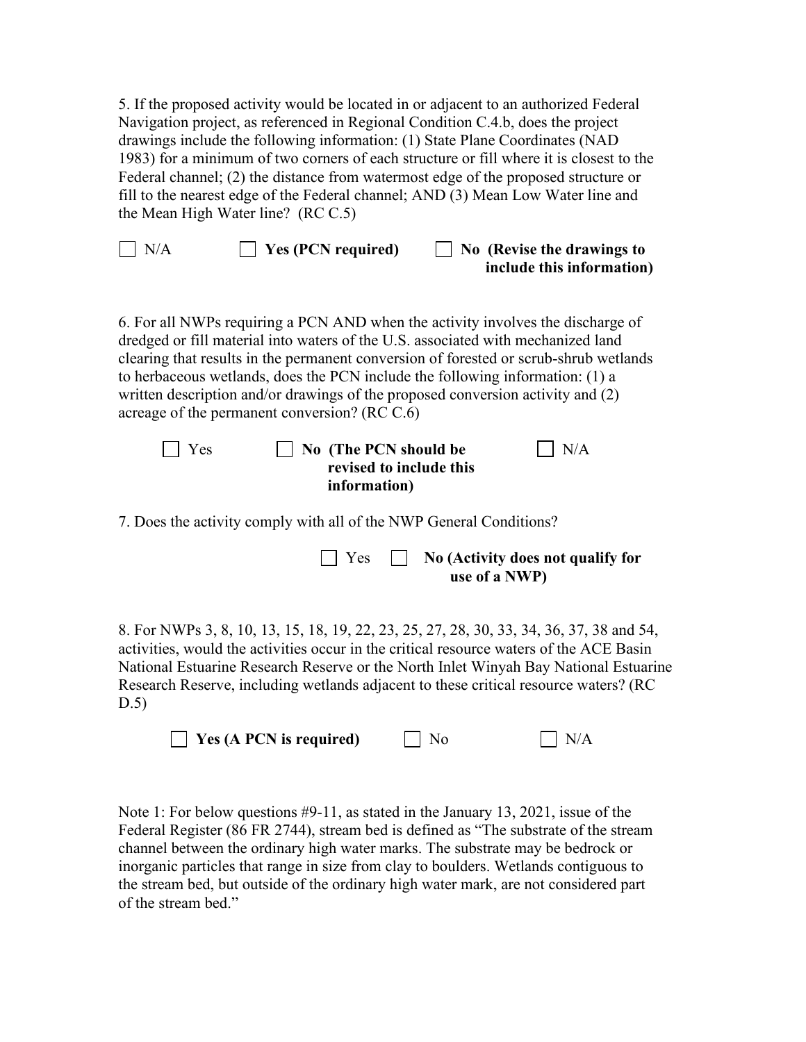5. If the proposed activity would be located in or adjacent to an authorized Federal Navigation project, as referenced in Regional Condition C.4.b, does the project drawings include the following information: (1) State Plane Coordinates (NAD 1983) for a minimum of two corners of each structure or fill where it is closest to the Federal channel; (2) the distance from watermost edge of the proposed structure or fill to the nearest edge of the Federal channel; AND (3) Mean Low Water line and the Mean High Water line? (RC C.5)

☐ N/A ☐ **Yes (PCN required)** ☐ **No (Revise the drawings to include this information)**

6. For all NWPs requiring a PCN AND when the activity involves the discharge of dredged or fill material into waters of the U.S. associated with mechanized land clearing that results in the permanent conversion of forested or scrub-shrub wetlands to herbaceous wetlands, does the PCN include the following information: (1) a written description and/or drawings of the proposed conversion activity and (2) acreage of the permanent conversion? (RC C.6)

☐ Yes ☐ **No (The PCN should be revised to include this information)** ☐ N/A

7. Does the activity comply with all of the NWP General Conditions?

☐ Yes ☐ **No (Activity does not qualify for use of a NWP)**

8. For NWPs 3, 8, 10, 13, 15, 18, 19, 22, 23, 25, 27, 28, 30, 33, 34, 36, 37, 38 and 54, activities, would the activities occur in the critical resource waters of the ACE Basin National Estuarine Research Reserve or the North Inlet Winyah Bay National Estuarine Research Reserve, including wetlands adjacent to these critical resource waters? (RC D.5)

☐ **Yes (A PCN is required)** ☐ No ☐ N/A

Note 1: For below questions #9-11, as stated in the January 13, 2021, issue of the Federal Register (86 FR 2744), stream bed is defined as "The substrate of the stream channel between the ordinary high water marks. The substrate may be bedrock or inorganic particles that range in size from clay to boulders. Wetlands contiguous to the stream bed, but outside of the ordinary high water mark, are not considered part of the stream bed."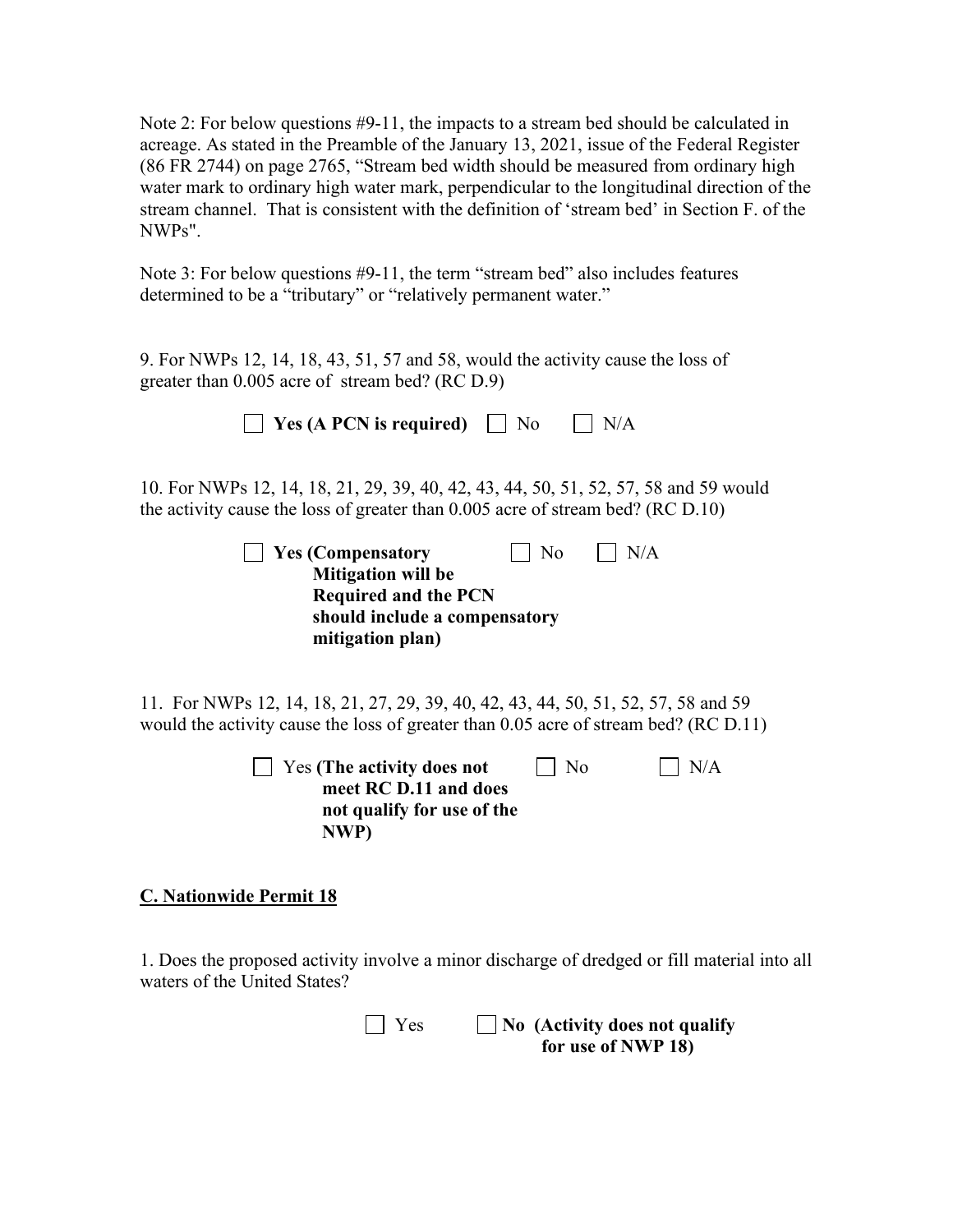Note 2: For below questions #9-11, the impacts to a stream bed should be calculated in acreage. As stated in the Preamble of the January 13, 2021, issue of the Federal Register (86 FR 2744) on page 2765, "Stream bed width should be measured from ordinary high water mark to ordinary high water mark, perpendicular to the longitudinal direction of the stream channel. That is consistent with the definition of 'stream bed' in Section F. of the NWPs".

Note 3: For below questions #9-11, the term "stream bed" also includes features determined to be a "tributary" or "relatively permanent water."

9. For NWPs 12, 14, 18, 43, 51, 57 and 58, would the activity cause the loss of greater than 0.005 acre of stream bed? (RC D.9)

☐ **Yes (A PCN is required)** ☐ No ☐ N/A

10. For NWPs 12, 14, 18, 21, 29, 39, 40, 42, 43, 44, 50, 51, 52, 57, 58 and 59 would the activity cause the loss of greater than 0.005 acre of stream bed? (RC D.10)

☐ **Yes (Compensatory Mitigation will be Required and the PCN should include a compensatory mitigation plan)** ☐ No ☐ N/A

11. For NWPs 12, 14, 18, 21, 27, 29, 39, 40, 42, 43, 44, 50, 51, 52, 57, 58 and 59 would the activity cause the loss of greater than 0.05 acre of stream bed? (RC D.11)

☐ Yes **(The activity does not meet RC D.11 and does not qualify for use of the NWP)** ☐ No ☐ N/A

## C. Nationwide Permit 18

1. Does the proposed activity involve a minor discharge of dredged or fill material into all waters of the United States?

☐ Yes ☐ **No (Activity does not qualify for use of NWP 18)**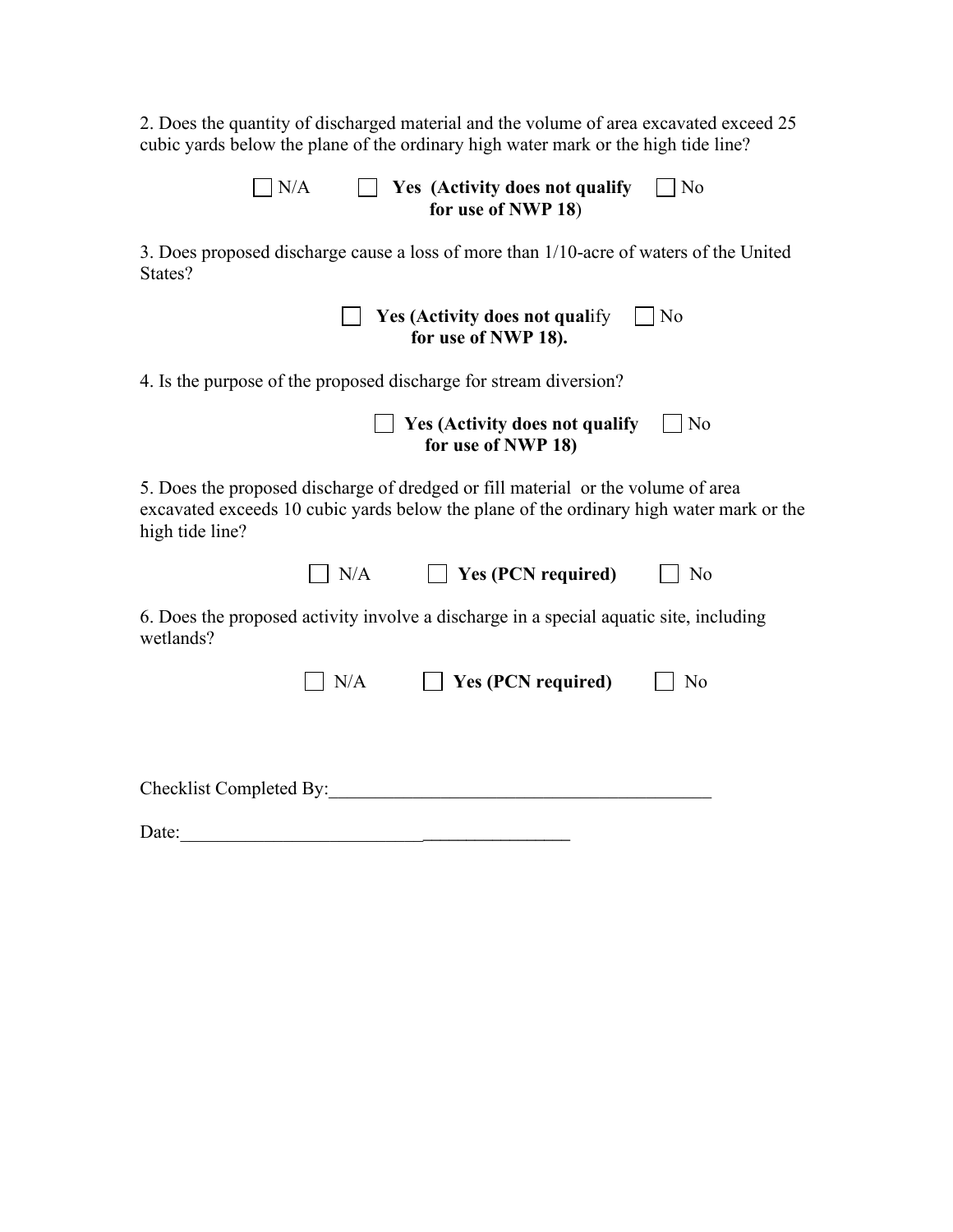2. Does the quantity of discharged material and the volume of area excavated exceed 25 cubic yards below the plane of the ordinary high water mark or the high tide line?

☐ N/A ☐ **Yes (Activity does not qualify for use of NWP 18**) ☐ No

3. Does proposed discharge cause a loss of more than 1/10-acre of waters of the United States?

☐ **Yes (Activity does not qual**ify **for use of NWP 18).** ☐ No

4. Is the purpose of the proposed discharge for stream diversion?

☐ **Yes (Activity does not qualify for use of NWP 18)** ☐ No

5. Does the proposed discharge of dredged or fill material or the volume of area excavated exceeds 10 cubic yards below the plane of the ordinary high water mark or the high tide line?

☐ N/A ☐ **Yes (PCN required)** ☐ No

6. Does the proposed activity involve a discharge in a special aquatic site, including wetlands?

☐ N/A ☐ **Yes (PCN required)** ☐ No

Checklist Completed By:__________________________________________

Date:__________________________________________